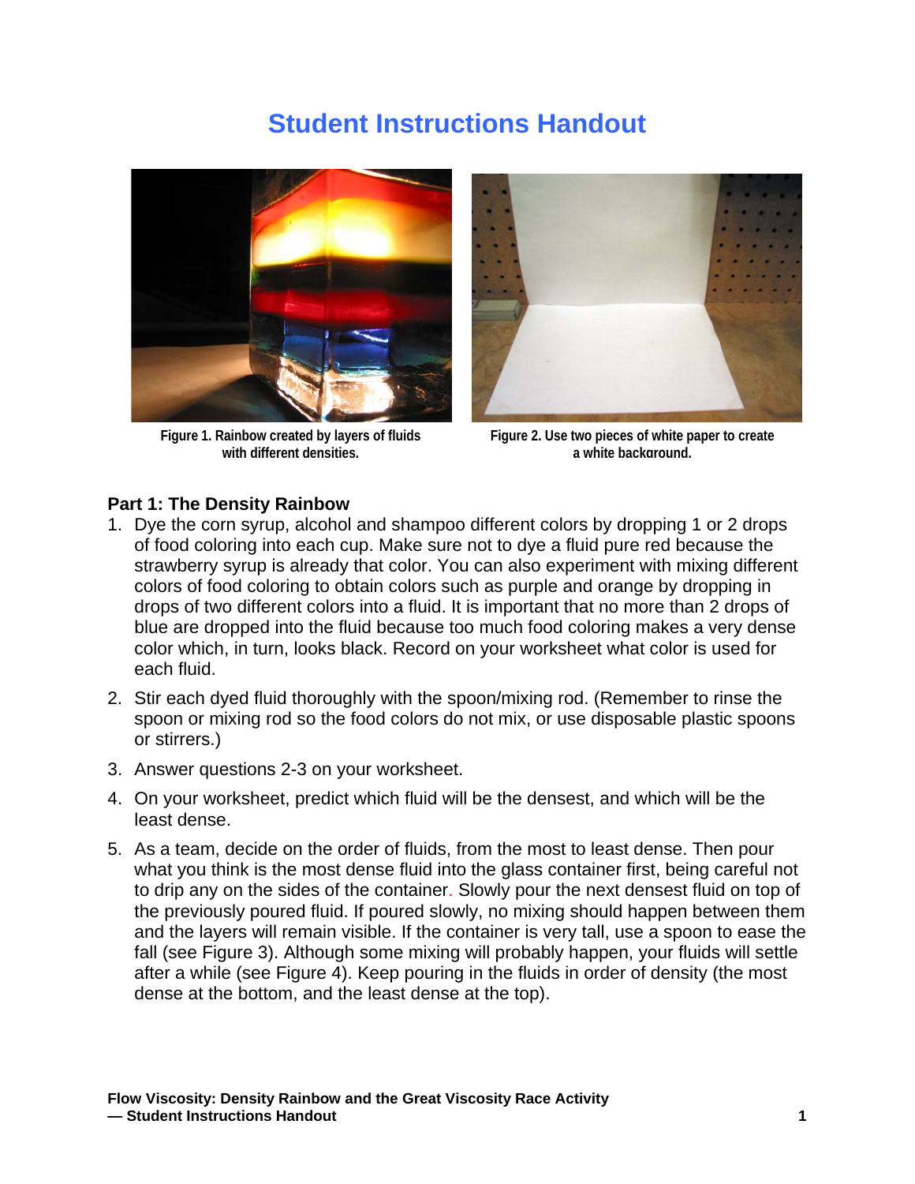# Student Instructions Handout

Figure 1. Rainbow created by layers of fluids with different densities.

Figure 2. Use two pieces of white paper to create a white background.

### Part 1: The Density Rainbow

1. Dye the corn syrup, alcohol and shampoo different colors by dropping 1 or 2 drops of food coloring into each cup. Make sure not to dye a fluid pure red because the strawberry syrup is already that color. You can also experiment with mixing different colors of food coloring to obtain colors such as purple and orange by dropping in drops of two different colors into a fluid. It is important that no more than 2 drops of blue are dropped into the fluid because too much food coloring makes a very dense color which, in turn, looks black. Record on your worksheet what color is used for each fluid.
2. Stir each dyed fluid thoroughly with the spoon/mixing rod. (Remember to rinse the spoon or mixing rod so the food colors do not mix, or use disposable plastic spoons or stirrers.)
3. Answer questions 2-3 on your worksheet.
4. On your worksheet, predict which fluid will be the densest, and which will be the least dense.
5. As a team, decide on the order of fluids, from the most to least dense. Then pour what you think is the most dense fluid into the glass container first, being careful not to drip any on the sides of the container. Slowly pour the next densest fluid on top of the previously poured fluid. If poured slowly, no mixing should happen between them and the layers will remain visible. If the container is very tall, use a spoon to ease the fall (see Figure 3). Although some mixing will probably happen, your fluids will settle after a while (see Figure 4). Keep pouring in the fluids in order of density (the most dense at the bottom, and the least dense at the top).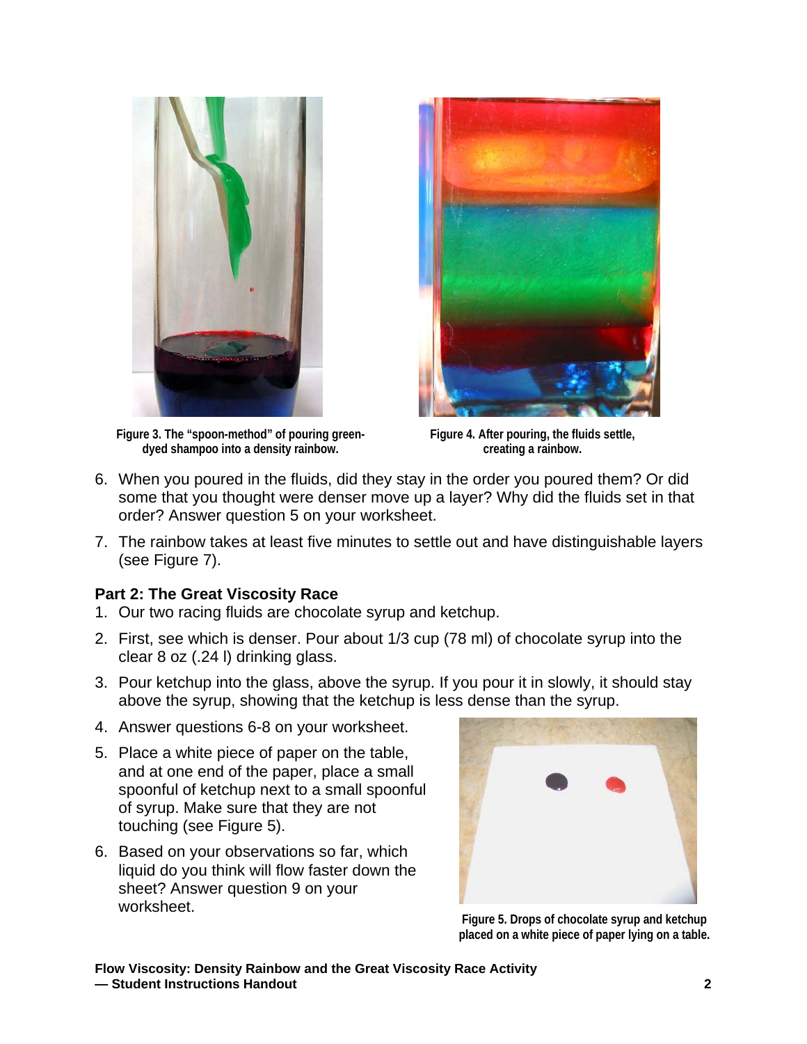Figure 3. The "spoon-method" of pouring green-dyed shampoo into a density rainbow.

Figure 4. After pouring, the fluids settle, creating a rainbow.

6. When you poured in the fluids, did they stay in the order you poured them? Or did some that you thought were denser move up a layer? Why did the fluids set in that order? Answer question 5 on your worksheet.
7. The rainbow takes at least five minutes to settle out and have distinguishable layers (see Figure 7).

**Part 2: The Great Viscosity Race**

1. Our two racing fluids are chocolate syrup and ketchup.
2. First, see which is denser. Pour about 1/3 cup (78 ml) of chocolate syrup into the clear 8 oz (.24 l) drinking glass.
3. Pour ketchup into the glass, above the syrup. If you pour it in slowly, it should stay above the syrup, showing that the ketchup is less dense than the syrup.
4. Answer questions 6-8 on your worksheet.
5. Place a white piece of paper on the table, and at one end of the paper, place a small spoonful of ketchup next to a small spoonful of syrup. Make sure that they are not touching (see Figure 5).
6. Based on your observations so far, which liquid do you think will flow faster down the sheet? Answer question 9 on your worksheet.

Figure 5. Drops of chocolate syrup and ketchup placed on a white piece of paper lying on a table.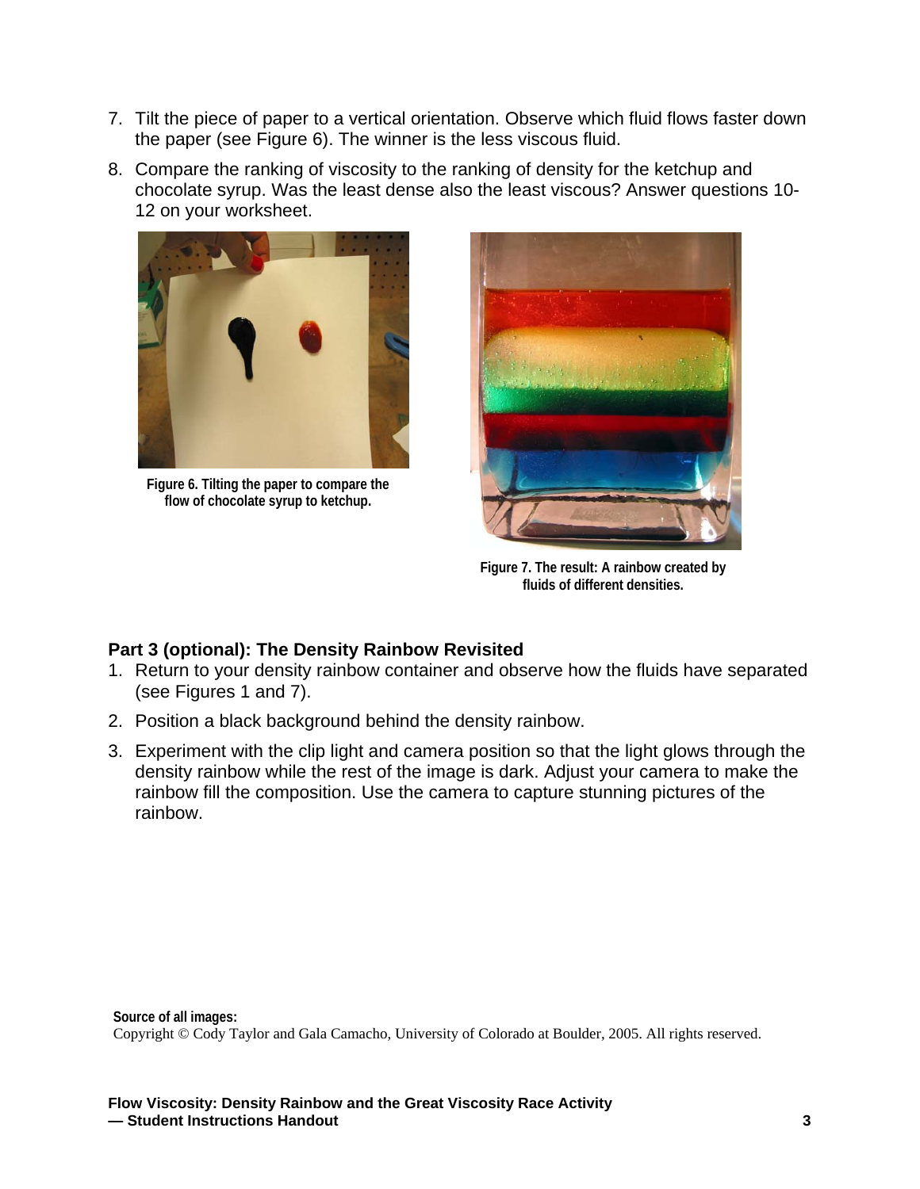7. Tilt the piece of paper to a vertical orientation. Observe which fluid flows faster down the paper (see Figure 6). The winner is the less viscous fluid.
8. Compare the ranking of viscosity to the ranking of density for the ketchup and chocolate syrup. Was the least dense also the least viscous? Answer questions 10-12 on your worksheet.

**Figure 6. Tilting the paper to compare the flow of chocolate syrup to ketchup.**

**Figure 7. The result: A rainbow created by fluids of different densities.**

### Part 3 (optional): The Density Rainbow Revisited

1. Return to your density rainbow container and observe how the fluids have separated (see Figures 1 and 7).
2. Position a black background behind the density rainbow.
3. Experiment with the clip light and camera position so that the light glows through the density rainbow while the rest of the image is dark. Adjust your camera to make the rainbow fill the composition. Use the camera to capture stunning pictures of the rainbow.

**Source of all images:**
Copyright © Cody Taylor and Gala Camacho, University of Colorado at Boulder, 2005. All rights reserved.